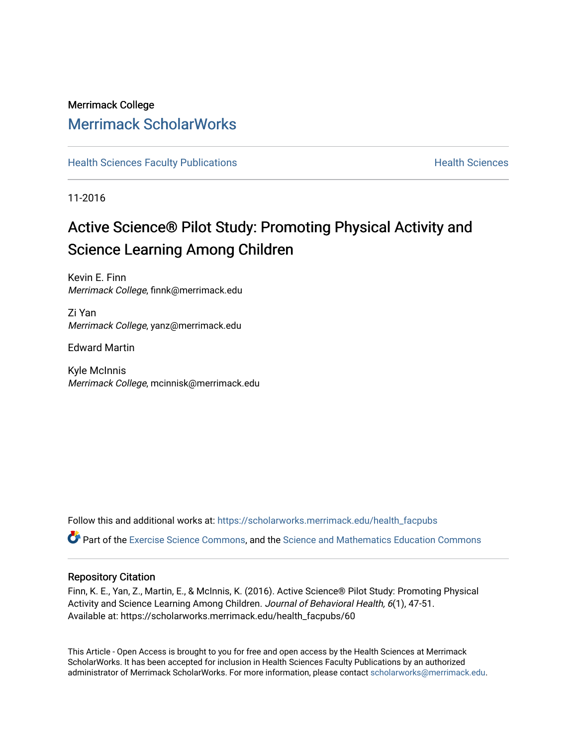Merrimack College

# Merrimack ScholarWorks

Health Sciences Faculty Publications | Health Sciences

11-2016

# Active Science® Pilot Study: Promoting Physical Activity and Science Learning Among Children

Kevin E. Finn
*Merrimack College*, finnk@merrimack.edu

Zi Yan
*Merrimack College*, yanz@merrimack.edu

Edward Martin

Kyle McInnis
*Merrimack College*, mcinnisk@merrimack.edu

Follow this and additional works at: https://scholarworks.merrimack.edu/health_facpubs

Part of the Exercise Science Commons, and the Science and Mathematics Education Commons

## Repository Citation

Finn, K. E., Yan, Z., Martin, E., & McInnis, K. (2016). Active Science® Pilot Study: Promoting Physical Activity and Science Learning Among Children. *Journal of Behavioral Health, 6*(1), 47-51.
Available at: https://scholarworks.merrimack.edu/health_facpubs/60

This Article - Open Access is brought to you for free and open access by the Health Sciences at Merrimack ScholarWorks. It has been accepted for inclusion in Health Sciences Faculty Publications by an authorized administrator of Merrimack ScholarWorks. For more information, please contact scholarworks@merrimack.edu.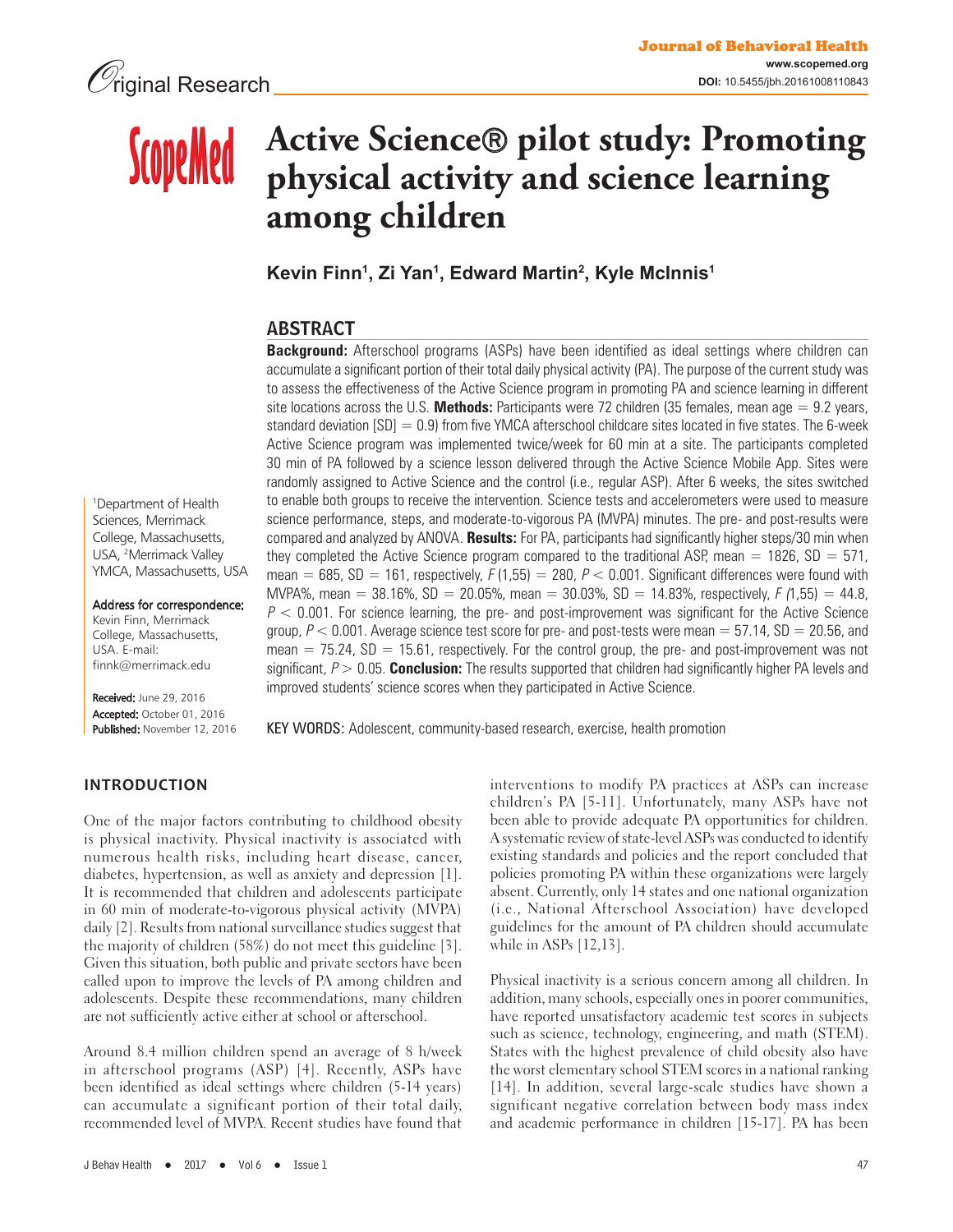Original Research

# Active Science® pilot study: Promoting physical activity and science learning among children

**Kevin Finn[1], Zi Yan[1], Edward Martin[2], Kyle McInnis[1]**

[1]Department of Health Sciences, Merrimack College, Massachusetts, USA, [2]Merrimack Valley YMCA, Massachusetts, USA

**Address for correspondence:**
Kevin Finn, Merrimack College, Massachusetts, USA. E-mail: finnk@merrimack.edu

**Received:** June 29, 2016
**Accepted:** October 01, 2016
**Published:** November 12, 2016

## ABSTRACT

**Background:** Afterschool programs (ASPs) have been identified as ideal settings where children can accumulate a significant portion of their total daily physical activity (PA). The purpose of the current study was to assess the effectiveness of the Active Science program in promoting PA and science learning in different site locations across the U.S. **Methods:** Participants were 72 children (35 females, mean age = 9.2 years, standard deviation [SD] = 0.9) from five YMCA afterschool childcare sites located in five states. The 6-week Active Science program was implemented twice/week for 60 min at a site. The participants completed 30 min of PA followed by a science lesson delivered through the Active Science Mobile App. Sites were randomly assigned to Active Science and the control (i.e., regular ASP). After 6 weeks, the sites switched to enable both groups to receive the intervention. Science tests and accelerometers were used to measure science performance, steps, and moderate-to-vigorous PA (MVPA) minutes. The pre- and post-results were compared and analyzed by ANOVA. **Results:** For PA, participants had significantly higher steps/30 min when they completed the Active Science program compared to the traditional ASP, mean = 1826, SD = 571, mean = 685, SD = 161, respectively, $F(1,55) = 280$, $P < 0.001$. Significant differences were found with MVPA%, mean = 38.16%, SD = 20.05%, mean = 30.03%, SD = 14.83%, respectively, $F(1,55) = 44.8$, $P < 0.001$. For science learning, the pre- and post-improvement was significant for the Active Science group, $P < 0.001$. Average science test score for pre- and post-tests were mean = 57.14, SD = 20.56, and mean = 75.24, SD = 15.61, respectively. For the control group, the pre- and post-improvement was not significant, $P > 0.05$. **Conclusion:** The results supported that children had significantly higher PA levels and improved students' science scores when they participated in Active Science.

KEY WORDS: Adolescent, community-based research, exercise, health promotion

## INTRODUCTION

One of the major factors contributing to childhood obesity is physical inactivity. Physical inactivity is associated with numerous health risks, including heart disease, cancer, diabetes, hypertension, as well as anxiety and depression [1]. It is recommended that children and adolescents participate in 60 min of moderate-to-vigorous physical activity (MVPA) daily [2]. Results from national surveillance studies suggest that the majority of children (58%) do not meet this guideline [3]. Given this situation, both public and private sectors have been called upon to improve the levels of PA among children and adolescents. Despite these recommendations, many children are not sufficiently active either at school or afterschool.

Around 8.4 million children spend an average of 8 h/week in afterschool programs (ASP) [4]. Recently, ASPs have been identified as ideal settings where children (5-14 years) can accumulate a significant portion of their total daily, recommended level of MVPA. Recent studies have found that interventions to modify PA practices at ASPs can increase children's PA [5-11]. Unfortunately, many ASPs have not been able to provide adequate PA opportunities for children. A systematic review of state-level ASPs was conducted to identify existing standards and policies and the report concluded that policies promoting PA within these organizations were largely absent. Currently, only 14 states and one national organization (i.e., National Afterschool Association) have developed guidelines for the amount of PA children should accumulate while in ASPs [12,13].

Physical inactivity is a serious concern among all children. In addition, many schools, especially ones in poorer communities, have reported unsatisfactory academic test scores in subjects such as science, technology, engineering, and math (STEM). States with the highest prevalence of child obesity also have the worst elementary school STEM scores in a national ranking [14]. In addition, several large-scale studies have shown a significant negative correlation between body mass index and academic performance in children [15-17]. PA has been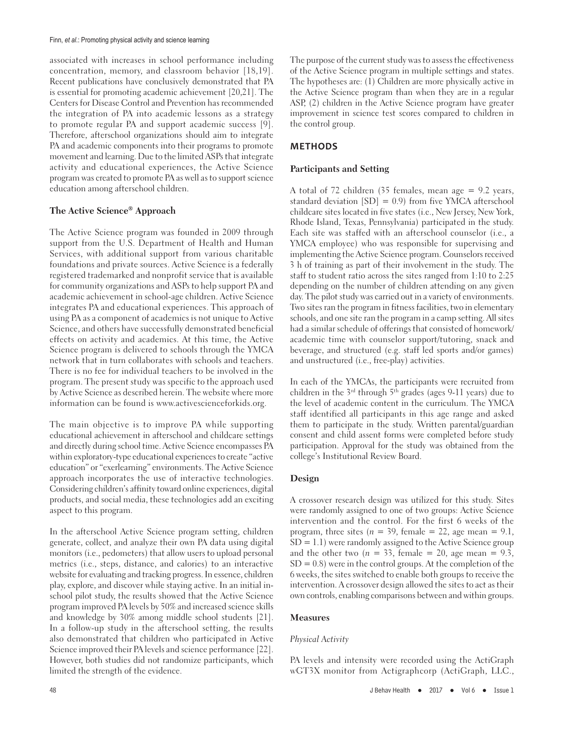associated with increases in school performance including concentration, memory, and classroom behavior [18,19]. Recent publications have conclusively demonstrated that PA is essential for promoting academic achievement [20,21]. The Centers for Disease Control and Prevention has recommended the integration of PA into academic lessons as a strategy to promote regular PA and support academic success [9]. Therefore, afterschool organizations should aim to integrate PA and academic components into their programs to promote movement and learning. Due to the limited ASPs that integrate activity and educational experiences, the Active Science program was created to promote PA as well as to support science education among afterschool children.

### The Active Science® Approach

The Active Science program was founded in 2009 through support from the U.S. Department of Health and Human Services, with additional support from various charitable foundations and private sources. Active Science is a federally registered trademarked and nonprofit service that is available for community organizations and ASPs to help support PA and academic achievement in school-age children. Active Science integrates PA and educational experiences. This approach of using PA as a component of academics is not unique to Active Science, and others have successfully demonstrated beneficial effects on activity and academics. At this time, the Active Science program is delivered to schools through the YMCA network that in turn collaborates with schools and teachers. There is no fee for individual teachers to be involved in the program. The present study was specific to the approach used by Active Science as described herein. The website where more information can be found is www.activescienceforkids.org.

The main objective is to improve PA while supporting educational achievement in afterschool and childcare settings and directly during school time. Active Science encompasses PA within exploratory-type educational experiences to create "active education" or "exerlearning" environments. The Active Science approach incorporates the use of interactive technologies. Considering children's affinity toward online experiences, digital products, and social media, these technologies add an exciting aspect to this program.

In the afterschool Active Science program setting, children generate, collect, and analyze their own PA data using digital monitors (i.e., pedometers) that allow users to upload personal metrics (i.e., steps, distance, and calories) to an interactive website for evaluating and tracking progress. In essence, children play, explore, and discover while staying active. In an initial in-school pilot study, the results showed that the Active Science program improved PA levels by 50% and increased science skills and knowledge by 30% among middle school students [21]. In a follow-up study in the afterschool setting, the results also demonstrated that children who participated in Active Science improved their PA levels and science performance [22]. However, both studies did not randomize participants, which limited the strength of the evidence.

The purpose of the current study was to assess the effectiveness of the Active Science program in multiple settings and states. The hypotheses are: (1) Children are more physically active in the Active Science program than when they are in a regular ASP, (2) children in the Active Science program have greater improvement in science test scores compared to children in the control group.

## METHODS

### Participants and Setting

A total of 72 children (35 females, mean age = 9.2 years, standard deviation [SD] = 0.9) from five YMCA afterschool childcare sites located in five states (i.e., New Jersey, New York, Rhode Island, Texas, Pennsylvania) participated in the study. Each site was staffed with an afterschool counselor (i.e., a YMCA employee) who was responsible for supervising and implementing the Active Science program. Counselors received 3 h of training as part of their involvement in the study. The staff to student ratio across the sites ranged from 1:10 to 2:25 depending on the number of children attending on any given day. The pilot study was carried out in a variety of environments. Two sites ran the program in fitness facilities, two in elementary schools, and one site ran the program in a camp setting. All sites had a similar schedule of offerings that consisted of homework/academic time with counselor support/tutoring, snack and beverage, and structured (e.g. staff led sports and/or games) and unstructured (i.e., free-play) activities.

In each of the YMCAs, the participants were recruited from children in the 3rd through 5th grades (ages 9-11 years) due to the level of academic content in the curriculum. The YMCA staff identified all participants in this age range and asked them to participate in the study. Written parental/guardian consent and child assent forms were completed before study participation. Approval for the study was obtained from the college's Institutional Review Board.

### Design

A crossover research design was utilized for this study. Sites were randomly assigned to one of two groups: Active Science intervention and the control. For the first 6 weeks of the program, three sites ($n$ = 39, female = 22, age mean = 9.1, SD = 1.1) were randomly assigned to the Active Science group and the other two ($n$ = 33, female = 20, age mean = 9.3, SD = 0.8) were in the control groups. At the completion of the 6 weeks, the sites switched to enable both groups to receive the intervention. A crossover design allowed the sites to act as their own controls, enabling comparisons between and within groups.

### Measures

#### *Physical Activity*

PA levels and intensity were recorded using the ActiGraph wGT3X monitor from Actigraphcorp (ActiGraph, LLC.,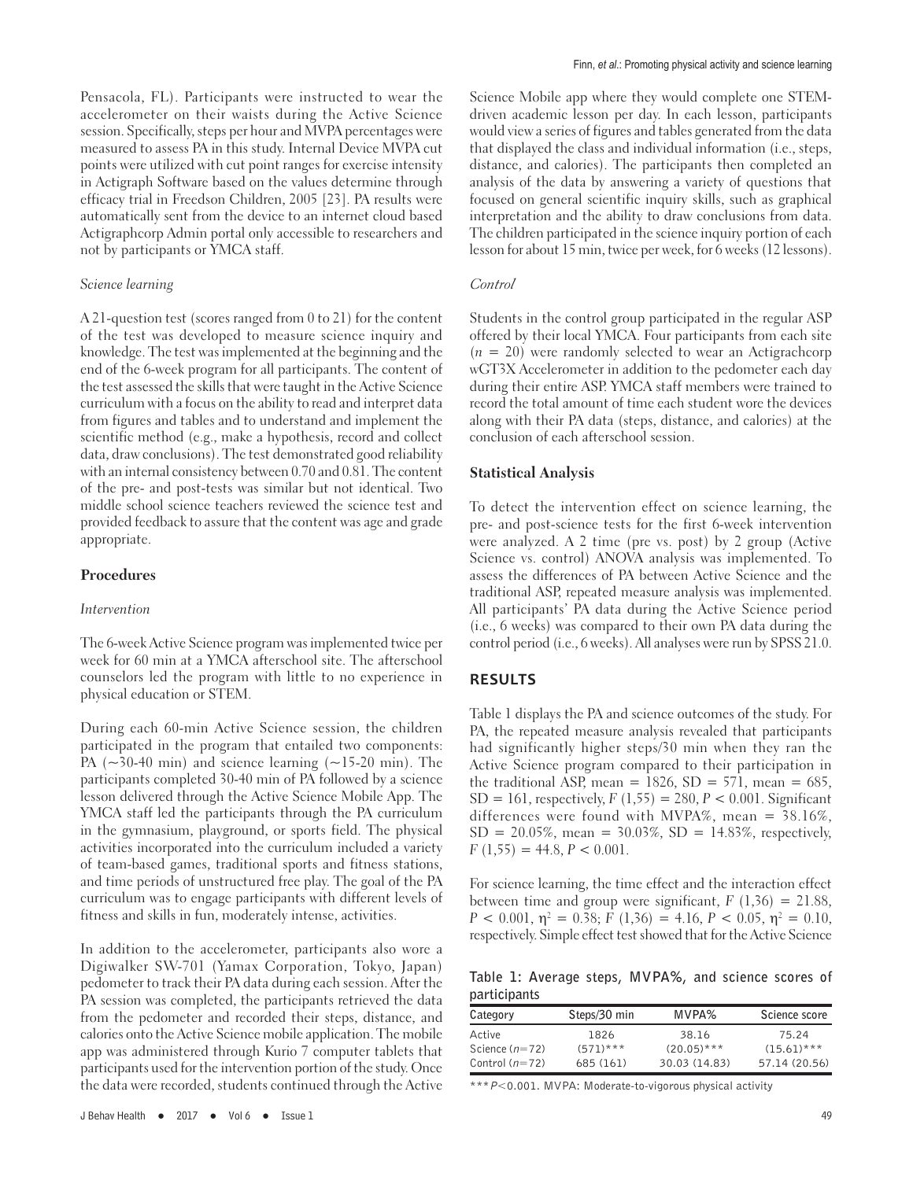Pensacola, FL). Participants were instructed to wear the accelerometer on their waists during the Active Science session. Specifically, steps per hour and MVPA percentages were measured to assess PA in this study. Internal Device MVPA cut points were utilized with cut point ranges for exercise intensity in Actigraph Software based on the values determine through efficacy trial in Freedson Children, 2005 [23]. PA results were automatically sent from the device to an internet cloud based Actigraphcorp Admin portal only accessible to researchers and not by participants or YMCA staff.

*Science learning*

A 21-question test (scores ranged from 0 to 21) for the content of the test was developed to measure science inquiry and knowledge. The test was implemented at the beginning and the end of the 6-week program for all participants. The content of the test assessed the skills that were taught in the Active Science curriculum with a focus on the ability to read and interpret data from figures and tables and to understand and implement the scientific method (e.g., make a hypothesis, record and collect data, draw conclusions). The test demonstrated good reliability with an internal consistency between 0.70 and 0.81. The content of the pre- and post-tests was similar but not identical. Two middle school science teachers reviewed the science test and provided feedback to assure that the content was age and grade appropriate.

## Procedures

*Intervention*

The 6-week Active Science program was implemented twice per week for 60 min at a YMCA afterschool site. The afterschool counselors led the program with little to no experience in physical education or STEM.

During each 60-min Active Science session, the children participated in the program that entailed two components: PA (~30-40 min) and science learning (~15-20 min). The participants completed 30-40 min of PA followed by a science lesson delivered through the Active Science Mobile App. The YMCA staff led the participants through the PA curriculum in the gymnasium, playground, or sports field. The physical activities incorporated into the curriculum included a variety of team-based games, traditional sports and fitness stations, and time periods of unstructured free play. The goal of the PA curriculum was to engage participants with different levels of fitness and skills in fun, moderately intense, activities.

In addition to the accelerometer, participants also wore a Digiwalker SW-701 (Yamax Corporation, Tokyo, Japan) pedometer to track their PA data during each session. After the PA session was completed, the participants retrieved the data from the pedometer and recorded their steps, distance, and calories onto the Active Science mobile application. The mobile app was administered through Kurio 7 computer tablets that participants used for the intervention portion of the study. Once the data were recorded, students continued through the Active Science Mobile app where they would complete one STEM-driven academic lesson per day. In each lesson, participants would view a series of figures and tables generated from the data that displayed the class and individual information (i.e., steps, distance, and calories). The participants then completed an analysis of the data by answering a variety of questions that focused on general scientific inquiry skills, such as graphical interpretation and the ability to draw conclusions from data. The children participated in the science inquiry portion of each lesson for about 15 min, twice per week, for 6 weeks (12 lessons).

*Control*

Students in the control group participated in the regular ASP offered by their local YMCA. Four participants from each site ($n = 20$) were randomly selected to wear an Actigrachcorp wGT3X Accelerometer in addition to the pedometer each day during their entire ASP. YMCA staff members were trained to record the total amount of time each student wore the devices along with their PA data (steps, distance, and calories) at the conclusion of each afterschool session.

## Statistical Analysis

To detect the intervention effect on science learning, the pre- and post-science tests for the first 6-week intervention were analyzed. A 2 time (pre vs. post) by 2 group (Active Science vs. control) ANOVA analysis was implemented. To assess the differences of PA between Active Science and the traditional ASP, repeated measure analysis was implemented. All participants' PA data during the Active Science period (i.e., 6 weeks) was compared to their own PA data during the control period (i.e., 6 weeks). All analyses were run by SPSS 21.0.

# RESULTS

Table 1 displays the PA and science outcomes of the study. For PA, the repeated measure analysis revealed that participants had significantly higher steps/30 min when they ran the Active Science program compared to their participation in the traditional ASP, mean = 1826, SD = 571, mean = 685, SD = 161, respectively, $F(1,55) = 280$, $P < 0.001$. Significant differences were found with MVPA%, mean = 38.16%, SD = 20.05%, mean = 30.03%, SD = 14.83%, respectively, $F(1,55) = 44.8$, $P < 0.001$.

For science learning, the time effect and the interaction effect between time and group were significant, $F(1,36) = 21.88$, $P < 0.001$, $\eta^2 = 0.38$; $F(1,36) = 4.16$, $P < 0.05$, $\eta^2 = 0.10$, respectively. Simple effect test showed that for the Active Science

Table 1: Average steps, MVPA%, and science scores of participants

| Category | Steps/30 min | MVPA% | Science score |
|---|---|---|---|
| Active Science ($n$=72) | 1826 (571)*** | 38.16 (20.05)*** | 75.24 (15.61)*** |
| Control ($n$=72) | 685 (161) | 30.03 (14.83) | 57.14 (20.56) |

***$P$<0.001. MVPA: Moderate-to-vigorous physical activity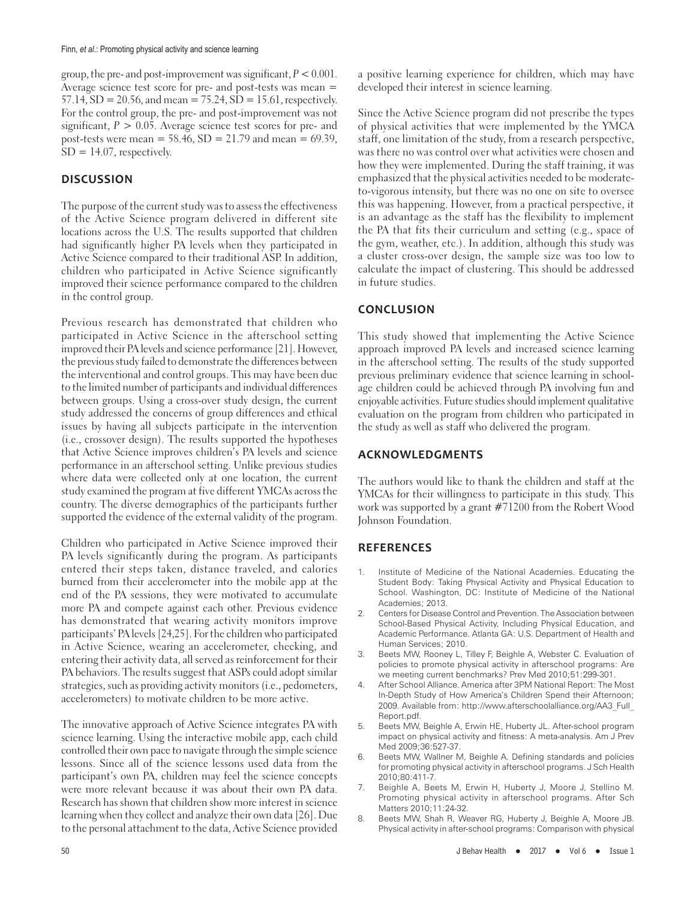group, the pre- and post-improvement was significant, $P < 0.001$. Average science test score for pre- and post-tests was mean = 57.14, SD = 20.56, and mean = 75.24, SD = 15.61, respectively. For the control group, the pre- and post-improvement was not significant, $P > 0.05$. Average science test scores for pre- and post-tests were mean = 58.46, SD = 21.79 and mean = 69.39, SD = 14.07, respectively.

## DISCUSSION

The purpose of the current study was to assess the effectiveness of the Active Science program delivered in different site locations across the U.S. The results supported that children had significantly higher PA levels when they participated in Active Science compared to their traditional ASP. In addition, children who participated in Active Science significantly improved their science performance compared to the children in the control group.

Previous research has demonstrated that children who participated in Active Science in the afterschool setting improved their PA levels and science performance [21]. However, the previous study failed to demonstrate the differences between the interventional and control groups. This may have been due to the limited number of participants and individual differences between groups. Using a cross-over study design, the current study addressed the concerns of group differences and ethical issues by having all subjects participate in the intervention (i.e., crossover design). The results supported the hypotheses that Active Science improves children's PA levels and science performance in an afterschool setting. Unlike previous studies where data were collected only at one location, the current study examined the program at five different YMCAs across the country. The diverse demographics of the participants further supported the evidence of the external validity of the program.

Children who participated in Active Science improved their PA levels significantly during the program. As participants entered their steps taken, distance traveled, and calories burned from their accelerometer into the mobile app at the end of the PA sessions, they were motivated to accumulate more PA and compete against each other. Previous evidence has demonstrated that wearing activity monitors improve participants' PA levels [24,25]. For the children who participated in Active Science, wearing an accelerometer, checking, and entering their activity data, all served as reinforcement for their PA behaviors. The results suggest that ASPs could adopt similar strategies, such as providing activity monitors (i.e., pedometers, accelerometers) to motivate children to be more active.

The innovative approach of Active Science integrates PA with science learning. Using the interactive mobile app, each child controlled their own pace to navigate through the simple science lessons. Since all of the science lessons used data from the participant's own PA, children may feel the science concepts were more relevant because it was about their own PA data. Research has shown that children show more interest in science learning when they collect and analyze their own data [26]. Due to the personal attachment to the data, Active Science provided a positive learning experience for children, which may have developed their interest in science learning.

Since the Active Science program did not prescribe the types of physical activities that were implemented by the YMCA staff, one limitation of the study, from a research perspective, was there no was control over what activities were chosen and how they were implemented. During the staff training, it was emphasized that the physical activities needed to be moderate-to-vigorous intensity, but there was no one on site to oversee this was happening. However, from a practical perspective, it is an advantage as the staff has the flexibility to implement the PA that fits their curriculum and setting (e.g., space of the gym, weather, etc.). In addition, although this study was a cluster cross-over design, the sample size was too low to calculate the impact of clustering. This should be addressed in future studies.

## CONCLUSION

This study showed that implementing the Active Science approach improved PA levels and increased science learning in the afterschool setting. The results of the study supported previous preliminary evidence that science learning in school-age children could be achieved through PA involving fun and enjoyable activities. Future studies should implement qualitative evaluation on the program from children who participated in the study as well as staff who delivered the program.

## ACKNOWLEDGMENTS

The authors would like to thank the children and staff at the YMCAs for their willingness to participate in this study. This work was supported by a grant #71200 from the Robert Wood Johnson Foundation.

## REFERENCES

1. Institute of Medicine of the National Academies. Educating the Student Body: Taking Physical Activity and Physical Education to School. Washington, DC: Institute of Medicine of the National Academies; 2013.
2. Centers for Disease Control and Prevention. The Association between School-Based Physical Activity, Including Physical Education, and Academic Performance. Atlanta GA: U.S. Department of Health and Human Services; 2010.
3. Beets MW, Rooney L, Tilley F, Beighle A, Webster C. Evaluation of policies to promote physical activity in afterschool programs: Are we meeting current benchmarks? Prev Med 2010;51:299-301.
4. After School Alliance. America after 3PM National Report: The Most In-Depth Study of How America's Children Spend their Afternoon; 2009. Available from: http://www.afterschoolalliance.org/AA3_Full_Report.pdf.
5. Beets MW, Beighle A, Erwin HE, Huberty JL. After-school program impact on physical activity and fitness: A meta-analysis. Am J Prev Med 2009;36:527-37.
6. Beets MW, Wallner M, Beighle A. Defining standards and policies for promoting physical activity in afterschool programs. J Sch Health 2010;80:411-7.
7. Beighle A, Beets M, Erwin H, Huberty J, Moore J, Stellino M. Promoting physical activity in afterschool programs. After Sch Matters 2010;11:24-32.
8. Beets MW, Shah R, Weaver RG, Huberty J, Beighle A, Moore JB. Physical activity in after-school programs: Comparison with physical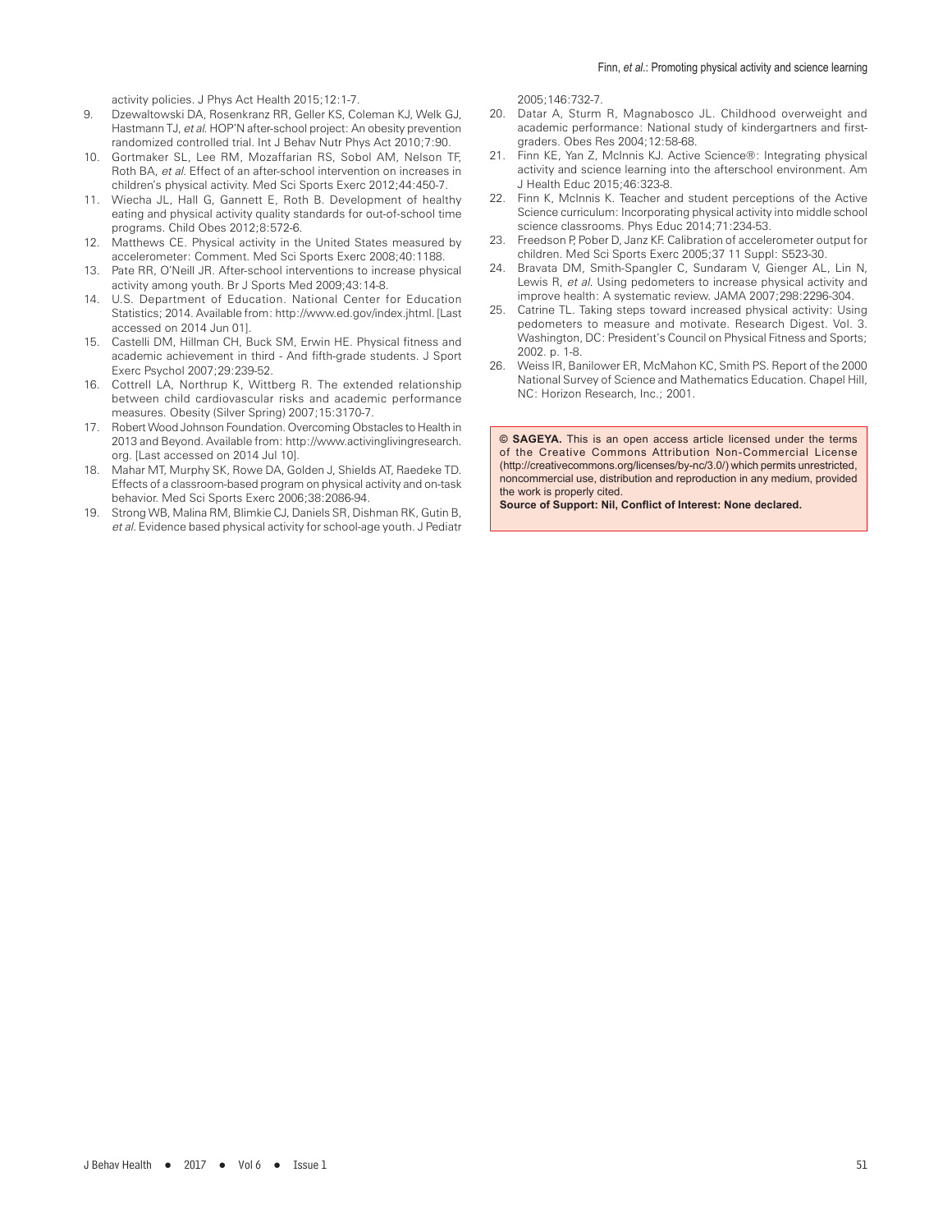activity policies. J Phys Act Health 2015;12:1-7.

9. Dzewaltowski DA, Rosenkranz RR, Geller KS, Coleman KJ, Welk GJ, Hastmann TJ, *et al*. HOP'N after-school project: An obesity prevention randomized controlled trial. Int J Behav Nutr Phys Act 2010;7:90.
10. Gortmaker SL, Lee RM, Mozaffarian RS, Sobol AM, Nelson TF, Roth BA, *et al*. Effect of an after-school intervention on increases in children's physical activity. Med Sci Sports Exerc 2012;44:450-7.
11. Wiecha JL, Hall G, Gannett E, Roth B. Development of healthy eating and physical activity quality standards for out-of-school time programs. Child Obes 2012;8:572-6.
12. Matthews CE. Physical activity in the United States measured by accelerometer: Comment. Med Sci Sports Exerc 2008;40:1188.
13. Pate RR, O'Neill JR. After-school interventions to increase physical activity among youth. Br J Sports Med 2009;43:14-8.
14. U.S. Department of Education. National Center for Education Statistics; 2014. Available from: http://www.ed.gov/index.jhtml. [Last accessed on 2014 Jun 01].
15. Castelli DM, Hillman CH, Buck SM, Erwin HE. Physical fitness and academic achievement in third - And fifth-grade students. J Sport Exerc Psychol 2007;29:239-52.
16. Cottrell LA, Northrup K, Wittberg R. The extended relationship between child cardiovascular risks and academic performance measures. Obesity (Silver Spring) 2007;15:3170-7.
17. Robert Wood Johnson Foundation. Overcoming Obstacles to Health in 2013 and Beyond. Available from: http://www.activinglivingresearch.org. [Last accessed on 2014 Jul 10].
18. Mahar MT, Murphy SK, Rowe DA, Golden J, Shields AT, Raedeke TD. Effects of a classroom-based program on physical activity and on-task behavior. Med Sci Sports Exerc 2006;38:2086-94.
19. Strong WB, Malina RM, Blimkie CJ, Daniels SR, Dishman RK, Gutin B, *et al*. Evidence based physical activity for school-age youth. J Pediatr 2005;146:732-7.
20. Datar A, Sturm R, Magnabosco JL. Childhood overweight and academic performance: National study of kindergartners and first-graders. Obes Res 2004;12:58-68.
21. Finn KE, Yan Z, McInnis KJ. Active Science®: Integrating physical activity and science learning into the afterschool environment. Am J Health Educ 2015;46:323-8.
22. Finn K, McInnis K. Teacher and student perceptions of the Active Science curriculum: Incorporating physical activity into middle school science classrooms. Phys Educ 2014;71:234-53.
23. Freedson P, Pober D, Janz KF. Calibration of accelerometer output for children. Med Sci Sports Exerc 2005;37 11 Suppl: S523-30.
24. Bravata DM, Smith-Spangler C, Sundaram V, Gienger AL, Lin N, Lewis R, *et al*. Using pedometers to increase physical activity and improve health: A systematic review. JAMA 2007;298:2296-304.
25. Catrine TL. Taking steps toward increased physical activity: Using pedometers to measure and motivate. Research Digest. Vol. 3. Washington, DC: President's Council on Physical Fitness and Sports; 2002. p. 1-8.
26. Weiss IR, Banilower ER, McMahon KC, Smith PS. Report of the 2000 National Survey of Science and Mathematics Education. Chapel Hill, NC: Horizon Research, Inc.; 2001.

**© SAGEYA.** This is an open access article licensed under the terms of the Creative Commons Attribution Non-Commercial License (http://creativecommons.org/licenses/by-nc/3.0/) which permits unrestricted, noncommercial use, distribution and reproduction in any medium, provided the work is properly cited.

**Source of Support: Nil, Conflict of Interest: None declared.**